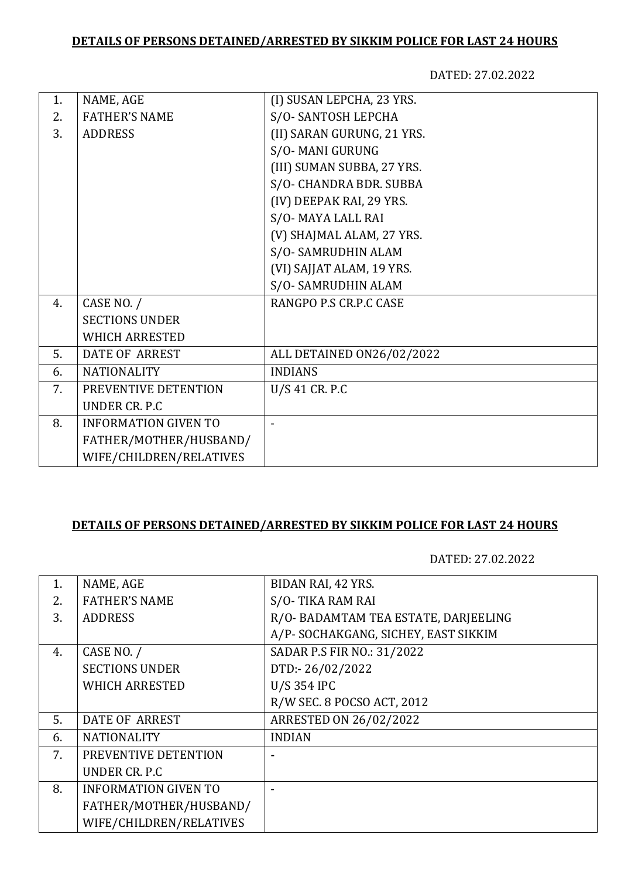**DETAILS OF PERSONS DETAINED/ARRESTED BY SIKKIM POLICE FOR LAST 24 HOURS**

DATED: 27.02.2022

| | | |
|---|---|---|
| 1.<br>2.<br>3. | NAME, AGE<br>FATHER'S NAME<br>ADDRESS | (I) SUSAN LEPCHA, 23 YRS.<br>S/O- SANTOSH LEPCHA<br>(II) SARAN GURUNG, 21 YRS.<br>S/O- MANI GURUNG<br>(III) SUMAN SUBBA, 27 YRS.<br>S/O- CHANDRA BDR. SUBBA<br>(IV) DEEPAK RAI, 29 YRS.<br>S/O- MAYA LALL RAI<br>(V) SHAJMAL ALAM, 27 YRS.<br>S/O- SAMRUDHIN ALAM<br>(VI) SAJJAT ALAM, 19 YRS.<br>S/O- SAMRUDHIN ALAM |
| 4. | CASE NO. /<br>SECTIONS UNDER<br>WHICH ARRESTED | RANGPO P.S CR.P.C CASE |
| 5. | DATE OF ARREST | ALL DETAINED ON26/02/2022 |
| 6. | NATIONALITY | INDIANS |
| 7. | PREVENTIVE DETENTION<br>UNDER CR. P.C | U/S 41 CR. P.C |
| 8. | INFORMATION GIVEN TO<br>FATHER/MOTHER/HUSBAND/<br>WIFE/CHILDREN/RELATIVES | - |

**DETAILS OF PERSONS DETAINED/ARRESTED BY SIKKIM POLICE FOR LAST 24 HOURS**

DATED: 27.02.2022

| | | |
|---|---|---|
| 1.<br>2.<br>3. | NAME, AGE<br>FATHER'S NAME<br>ADDRESS | BIDAN RAI, 42 YRS.<br>S/O- TIKA RAM RAI<br>R/O- BADAMTAM TEA ESTATE, DARJEELING<br>A/P- SOCHAKGANG, SICHEY, EAST SIKKIM |
| 4. | CASE NO. /<br>SECTIONS UNDER<br>WHICH ARRESTED | SADAR P.S FIR NO.: 31/2022<br>DTD:- 26/02/2022<br>U/S 354 IPC<br>R/W SEC. 8 POCSO ACT, 2012 |
| 5. | DATE OF ARREST | ARRESTED ON 26/02/2022 |
| 6. | NATIONALITY | INDIAN |
| 7. | PREVENTIVE DETENTION<br>UNDER CR. P.C | - |
| 8. | INFORMATION GIVEN TO<br>FATHER/MOTHER/HUSBAND/<br>WIFE/CHILDREN/RELATIVES | - |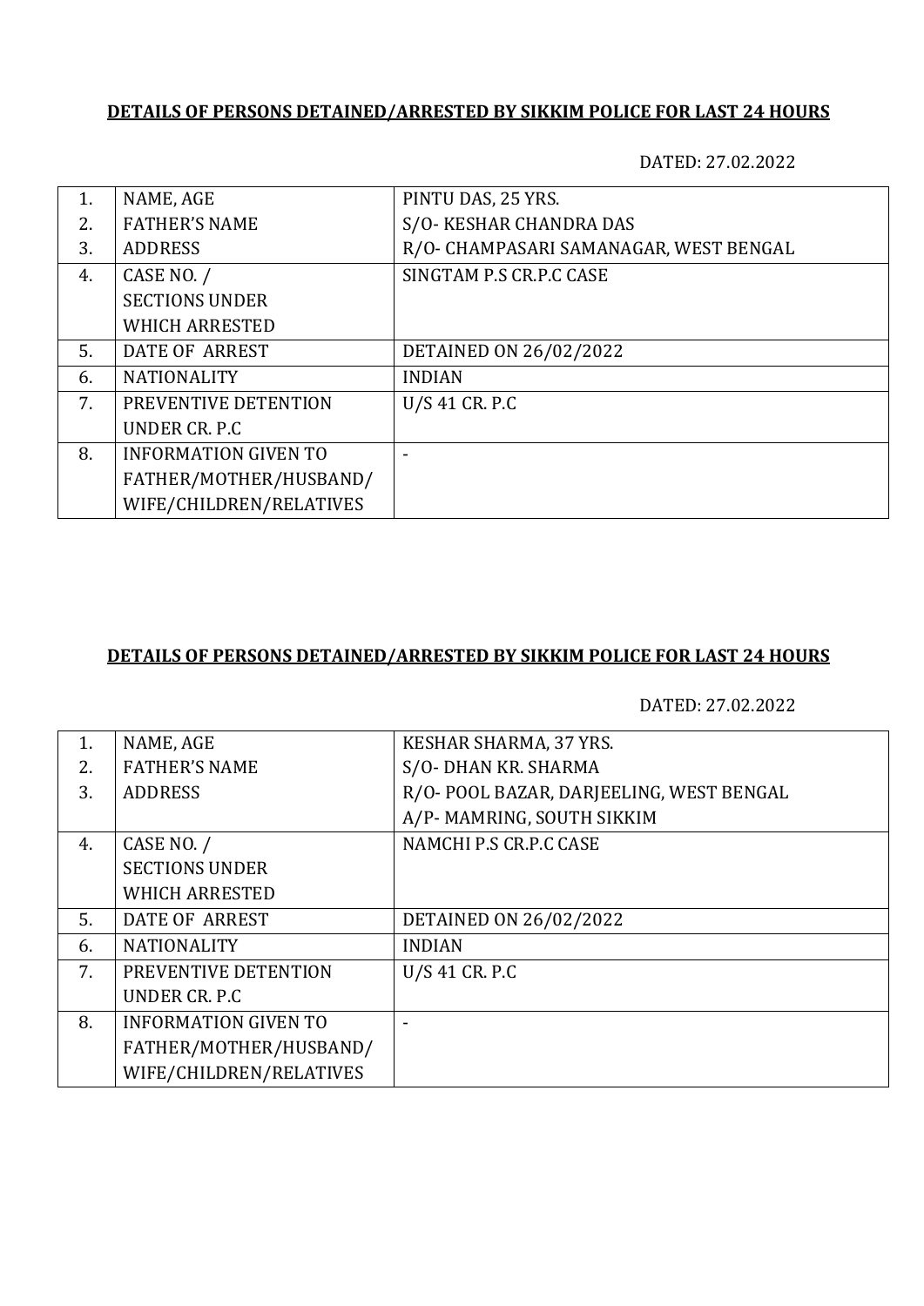**DETAILS OF PERSONS DETAINED/ARRESTED BY SIKKIM POLICE FOR LAST 24 HOURS**

DATED: 27.02.2022

| | | |
|---|---|---|
| 1. | NAME, AGE | PINTU DAS, 25 YRS. |
| 2. | FATHER'S NAME | S/O- KESHAR CHANDRA DAS |
| 3. | ADDRESS | R/O- CHAMPASARI SAMANAGAR, WEST BENGAL |
| 4. | CASE NO. / SECTIONS UNDER WHICH ARRESTED | SINGTAM P.S CR.P.C CASE |
| 5. | DATE OF ARREST | DETAINED ON 26/02/2022 |
| 6. | NATIONALITY | INDIAN |
| 7. | PREVENTIVE DETENTION UNDER CR. P.C | U/S 41 CR. P.C |
| 8. | INFORMATION GIVEN TO FATHER/MOTHER/HUSBAND/ WIFE/CHILDREN/RELATIVES | - |

**DETAILS OF PERSONS DETAINED/ARRESTED BY SIKKIM POLICE FOR LAST 24 HOURS**

DATED: 27.02.2022

| | | |
|---|---|---|
| 1. | NAME, AGE | KESHAR SHARMA, 37 YRS. |
| 2. | FATHER'S NAME | S/O- DHAN KR. SHARMA |
| 3. | ADDRESS | R/O- POOL BAZAR, DARJEELING, WEST BENGAL A/P- MAMRING, SOUTH SIKKIM |
| 4. | CASE NO. / SECTIONS UNDER WHICH ARRESTED | NAMCHI P.S CR.P.C CASE |
| 5. | DATE OF ARREST | DETAINED ON 26/02/2022 |
| 6. | NATIONALITY | INDIAN |
| 7. | PREVENTIVE DETENTION UNDER CR. P.C | U/S 41 CR. P.C |
| 8. | INFORMATION GIVEN TO FATHER/MOTHER/HUSBAND/ WIFE/CHILDREN/RELATIVES | - |